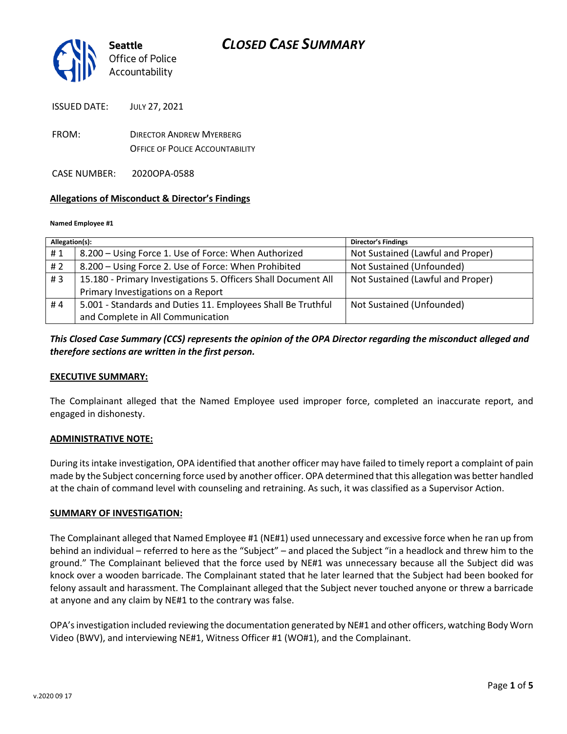Seattle Office of Police Accountability

# CLOSED CASE SUMMARY

ISSUED DATE: JULY 27, 2021

FROM: DIRECTOR ANDREW MYERBERG
OFFICE OF POLICE ACCOUNTABILITY

CASE NUMBER: 2020OPA-0588

**Allegations of Misconduct & Director's Findings**

**Named Employee #1**

| Allegation(s): | | Director's Findings |
|---|---|---|
| # 1 | 8.200 – Using Force 1. Use of Force: When Authorized | Not Sustained (Lawful and Proper) |
| # 2 | 8.200 – Using Force 2. Use of Force: When Prohibited | Not Sustained (Unfounded) |
| # 3 | 15.180 - Primary Investigations 5. Officers Shall Document All Primary Investigations on a Report | Not Sustained (Lawful and Proper) |
| # 4 | 5.001 - Standards and Duties 11. Employees Shall Be Truthful and Complete in All Communication | Not Sustained (Unfounded) |

***This Closed Case Summary (CCS) represents the opinion of the OPA Director regarding the misconduct alleged and therefore sections are written in the first person.***

**EXECUTIVE SUMMARY:**

The Complainant alleged that the Named Employee used improper force, completed an inaccurate report, and engaged in dishonesty.

**ADMINISTRATIVE NOTE:**

During its intake investigation, OPA identified that another officer may have failed to timely report a complaint of pain made by the Subject concerning force used by another officer. OPA determined that this allegation was better handled at the chain of command level with counseling and retraining. As such, it was classified as a Supervisor Action.

**SUMMARY OF INVESTIGATION:**

The Complainant alleged that Named Employee #1 (NE#1) used unnecessary and excessive force when he ran up from behind an individual – referred to here as the "Subject" – and placed the Subject "in a headlock and threw him to the ground." The Complainant believed that the force used by NE#1 was unnecessary because all the Subject did was knock over a wooden barricade. The Complainant stated that he later learned that the Subject had been booked for felony assault and harassment. The Complainant alleged that the Subject never touched anyone or threw a barricade at anyone and any claim by NE#1 to the contrary was false.

OPA's investigation included reviewing the documentation generated by NE#1 and other officers, watching Body Worn Video (BWV), and interviewing NE#1, Witness Officer #1 (WO#1), and the Complainant.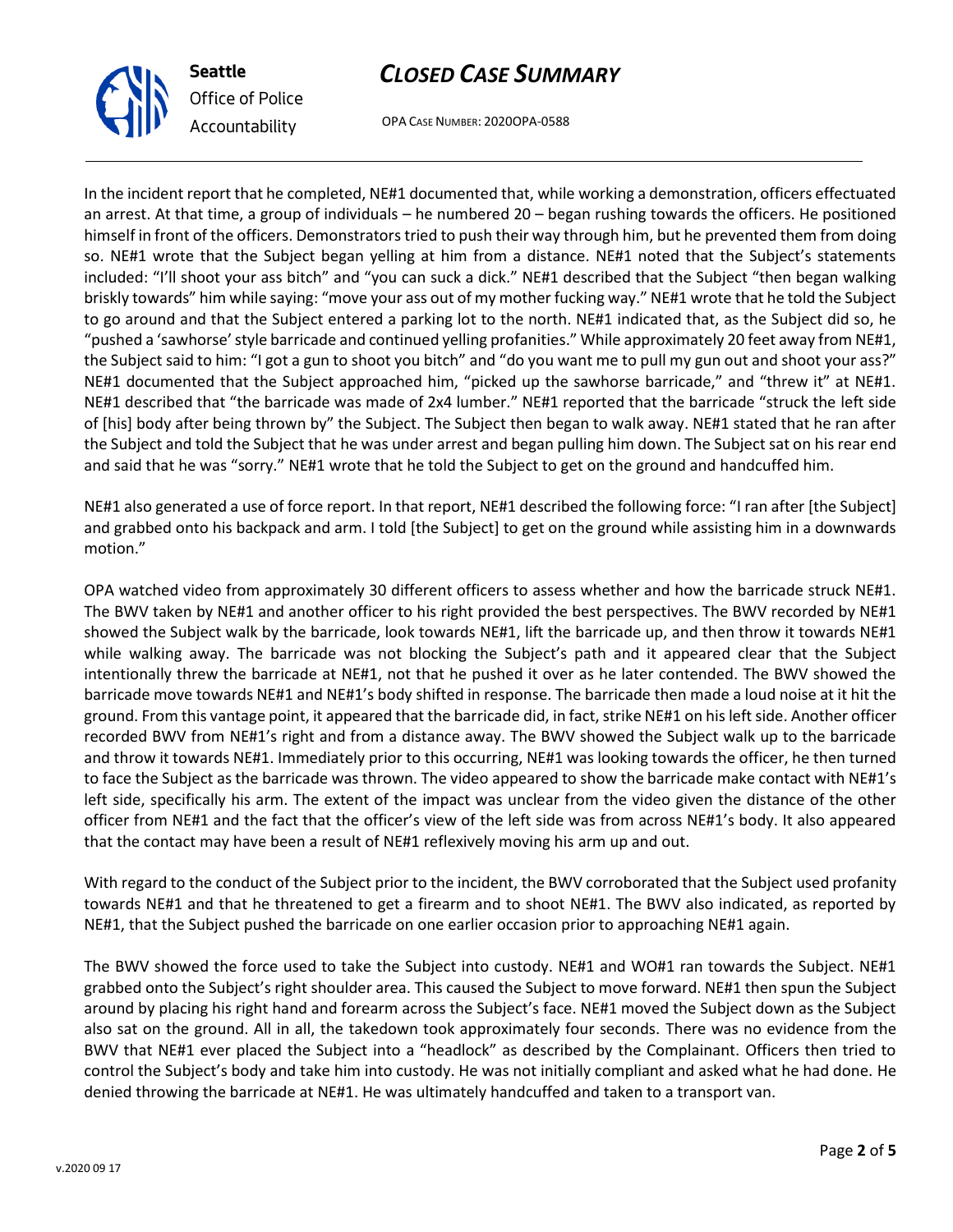In the incident report that he completed, NE#1 documented that, while working a demonstration, officers effectuated an arrest. At that time, a group of individuals – he numbered 20 – began rushing towards the officers. He positioned himself in front of the officers. Demonstrators tried to push their way through him, but he prevented them from doing so. NE#1 wrote that the Subject began yelling at him from a distance. NE#1 noted that the Subject's statements included: "I'll shoot your ass bitch" and "you can suck a dick." NE#1 described that the Subject "then began walking briskly towards" him while saying: "move your ass out of my mother fucking way." NE#1 wrote that he told the Subject to go around and that the Subject entered a parking lot to the north. NE#1 indicated that, as the Subject did so, he "pushed a 'sawhorse' style barricade and continued yelling profanities." While approximately 20 feet away from NE#1, the Subject said to him: "I got a gun to shoot you bitch" and "do you want me to pull my gun out and shoot your ass?" NE#1 documented that the Subject approached him, "picked up the sawhorse barricade," and "threw it" at NE#1. NE#1 described that "the barricade was made of 2x4 lumber." NE#1 reported that the barricade "struck the left side of [his] body after being thrown by" the Subject. The Subject then began to walk away. NE#1 stated that he ran after the Subject and told the Subject that he was under arrest and began pulling him down. The Subject sat on his rear end and said that he was "sorry." NE#1 wrote that he told the Subject to get on the ground and handcuffed him.

NE#1 also generated a use of force report. In that report, NE#1 described the following force: "I ran after [the Subject] and grabbed onto his backpack and arm. I told [the Subject] to get on the ground while assisting him in a downwards motion."

OPA watched video from approximately 30 different officers to assess whether and how the barricade struck NE#1. The BWV taken by NE#1 and another officer to his right provided the best perspectives. The BWV recorded by NE#1 showed the Subject walk by the barricade, look towards NE#1, lift the barricade up, and then throw it towards NE#1 while walking away. The barricade was not blocking the Subject's path and it appeared clear that the Subject intentionally threw the barricade at NE#1, not that he pushed it over as he later contended. The BWV showed the barricade move towards NE#1 and NE#1's body shifted in response. The barricade then made a loud noise at it hit the ground. From this vantage point, it appeared that the barricade did, in fact, strike NE#1 on his left side. Another officer recorded BWV from NE#1's right and from a distance away. The BWV showed the Subject walk up to the barricade and throw it towards NE#1. Immediately prior to this occurring, NE#1 was looking towards the officer, he then turned to face the Subject as the barricade was thrown. The video appeared to show the barricade make contact with NE#1's left side, specifically his arm. The extent of the impact was unclear from the video given the distance of the other officer from NE#1 and the fact that the officer's view of the left side was from across NE#1's body. It also appeared that the contact may have been a result of NE#1 reflexively moving his arm up and out.

With regard to the conduct of the Subject prior to the incident, the BWV corroborated that the Subject used profanity towards NE#1 and that he threatened to get a firearm and to shoot NE#1. The BWV also indicated, as reported by NE#1, that the Subject pushed the barricade on one earlier occasion prior to approaching NE#1 again.

The BWV showed the force used to take the Subject into custody. NE#1 and WO#1 ran towards the Subject. NE#1 grabbed onto the Subject's right shoulder area. This caused the Subject to move forward. NE#1 then spun the Subject around by placing his right hand and forearm across the Subject's face. NE#1 moved the Subject down as the Subject also sat on the ground. All in all, the takedown took approximately four seconds. There was no evidence from the BWV that NE#1 ever placed the Subject into a "headlock" as described by the Complainant. Officers then tried to control the Subject's body and take him into custody. He was not initially compliant and asked what he had done. He denied throwing the barricade at NE#1. He was ultimately handcuffed and taken to a transport van.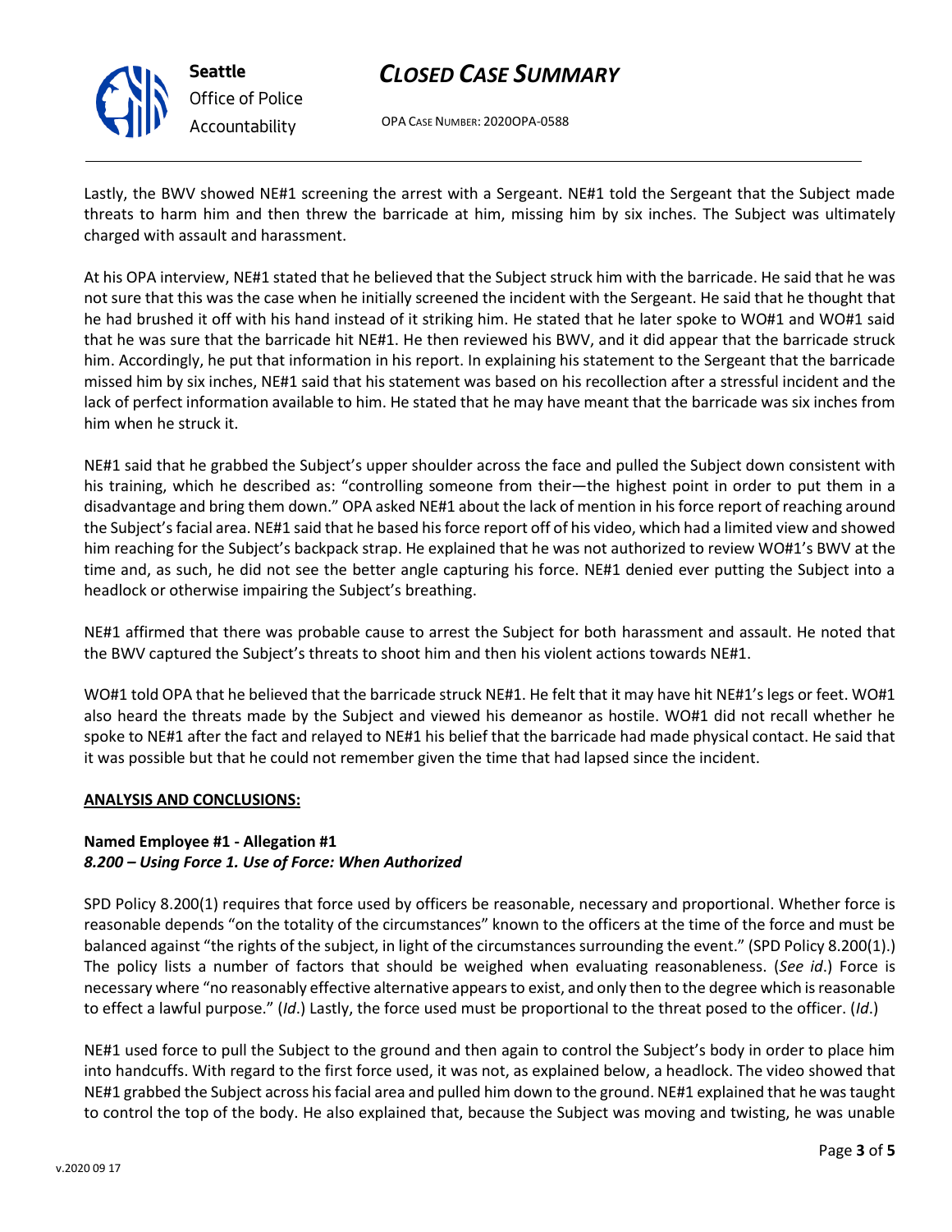Lastly, the BWV showed NE#1 screening the arrest with a Sergeant. NE#1 told the Sergeant that the Subject made threats to harm him and then threw the barricade at him, missing him by six inches. The Subject was ultimately charged with assault and harassment.

At his OPA interview, NE#1 stated that he believed that the Subject struck him with the barricade. He said that he was not sure that this was the case when he initially screened the incident with the Sergeant. He said that he thought that he had brushed it off with his hand instead of it striking him. He stated that he later spoke to WO#1 and WO#1 said that he was sure that the barricade hit NE#1. He then reviewed his BWV, and it did appear that the barricade struck him. Accordingly, he put that information in his report. In explaining his statement to the Sergeant that the barricade missed him by six inches, NE#1 said that his statement was based on his recollection after a stressful incident and the lack of perfect information available to him. He stated that he may have meant that the barricade was six inches from him when he struck it.

NE#1 said that he grabbed the Subject's upper shoulder across the face and pulled the Subject down consistent with his training, which he described as: "controlling someone from their—the highest point in order to put them in a disadvantage and bring them down." OPA asked NE#1 about the lack of mention in his force report of reaching around the Subject's facial area. NE#1 said that he based his force report off of his video, which had a limited view and showed him reaching for the Subject's backpack strap. He explained that he was not authorized to review WO#1's BWV at the time and, as such, he did not see the better angle capturing his force. NE#1 denied ever putting the Subject into a headlock or otherwise impairing the Subject's breathing.

NE#1 affirmed that there was probable cause to arrest the Subject for both harassment and assault. He noted that the BWV captured the Subject's threats to shoot him and then his violent actions towards NE#1.

WO#1 told OPA that he believed that the barricade struck NE#1. He felt that it may have hit NE#1's legs or feet. WO#1 also heard the threats made by the Subject and viewed his demeanor as hostile. WO#1 did not recall whether he spoke to NE#1 after the fact and relayed to NE#1 his belief that the barricade had made physical contact. He said that it was possible but that he could not remember given the time that had lapsed since the incident.

## ANALYSIS AND CONCLUSIONS:

**Named Employee #1 - Allegation #1**
***8.200 – Using Force 1. Use of Force: When Authorized***

SPD Policy 8.200(1) requires that force used by officers be reasonable, necessary and proportional. Whether force is reasonable depends "on the totality of the circumstances" known to the officers at the time of the force and must be balanced against "the rights of the subject, in light of the circumstances surrounding the event." (SPD Policy 8.200(1).) The policy lists a number of factors that should be weighed when evaluating reasonableness. (*See id*.) Force is necessary where "no reasonably effective alternative appears to exist, and only then to the degree which is reasonable to effect a lawful purpose." (*Id*.) Lastly, the force used must be proportional to the threat posed to the officer. (*Id*.)

NE#1 used force to pull the Subject to the ground and then again to control the Subject's body in order to place him into handcuffs. With regard to the first force used, it was not, as explained below, a headlock. The video showed that NE#1 grabbed the Subject across his facial area and pulled him down to the ground. NE#1 explained that he was taught to control the top of the body. He also explained that, because the Subject was moving and twisting, he was unable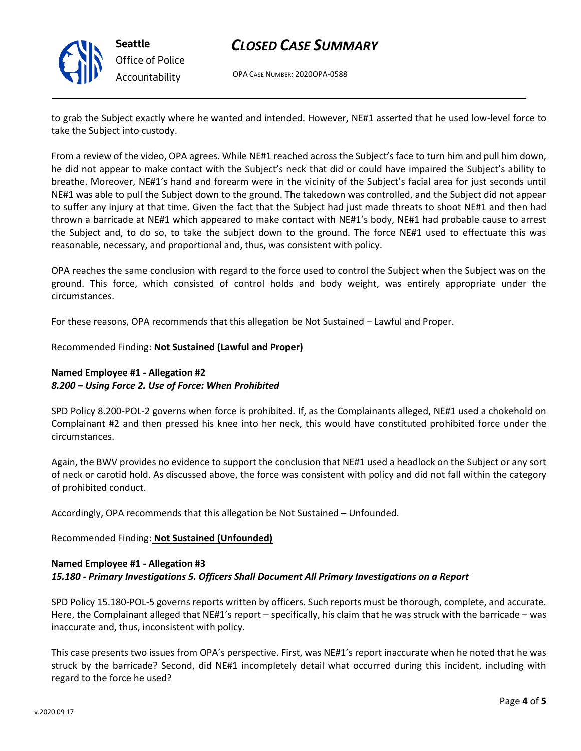to grab the Subject exactly where he wanted and intended. However, NE#1 asserted that he used low-level force to take the Subject into custody.

From a review of the video, OPA agrees. While NE#1 reached across the Subject's face to turn him and pull him down, he did not appear to make contact with the Subject's neck that did or could have impaired the Subject's ability to breathe. Moreover, NE#1's hand and forearm were in the vicinity of the Subject's facial area for just seconds until NE#1 was able to pull the Subject down to the ground. The takedown was controlled, and the Subject did not appear to suffer any injury at that time. Given the fact that the Subject had just made threats to shoot NE#1 and then had thrown a barricade at NE#1 which appeared to make contact with NE#1's body, NE#1 had probable cause to arrest the Subject and, to do so, to take the subject down to the ground. The force NE#1 used to effectuate this was reasonable, necessary, and proportional and, thus, was consistent with policy.

OPA reaches the same conclusion with regard to the force used to control the Subject when the Subject was on the ground. This force, which consisted of control holds and body weight, was entirely appropriate under the circumstances.

For these reasons, OPA recommends that this allegation be Not Sustained – Lawful and Proper.

Recommended Finding: **Not Sustained (Lawful and Proper)**

**Named Employee #1 - Allegation #2**
***8.200 – Using Force 2. Use of Force: When Prohibited***

SPD Policy 8.200-POL-2 governs when force is prohibited. If, as the Complainants alleged, NE#1 used a chokehold on Complainant #2 and then pressed his knee into her neck, this would have constituted prohibited force under the circumstances.

Again, the BWV provides no evidence to support the conclusion that NE#1 used a headlock on the Subject or any sort of neck or carotid hold. As discussed above, the force was consistent with policy and did not fall within the category of prohibited conduct.

Accordingly, OPA recommends that this allegation be Not Sustained – Unfounded.

Recommended Finding: **Not Sustained (Unfounded)**

**Named Employee #1 - Allegation #3**
***15.180 - Primary Investigations 5. Officers Shall Document All Primary Investigations on a Report***

SPD Policy 15.180-POL-5 governs reports written by officers. Such reports must be thorough, complete, and accurate. Here, the Complainant alleged that NE#1's report – specifically, his claim that he was struck with the barricade – was inaccurate and, thus, inconsistent with policy.

This case presents two issues from OPA's perspective. First, was NE#1's report inaccurate when he noted that he was struck by the barricade? Second, did NE#1 incompletely detail what occurred during this incident, including with regard to the force he used?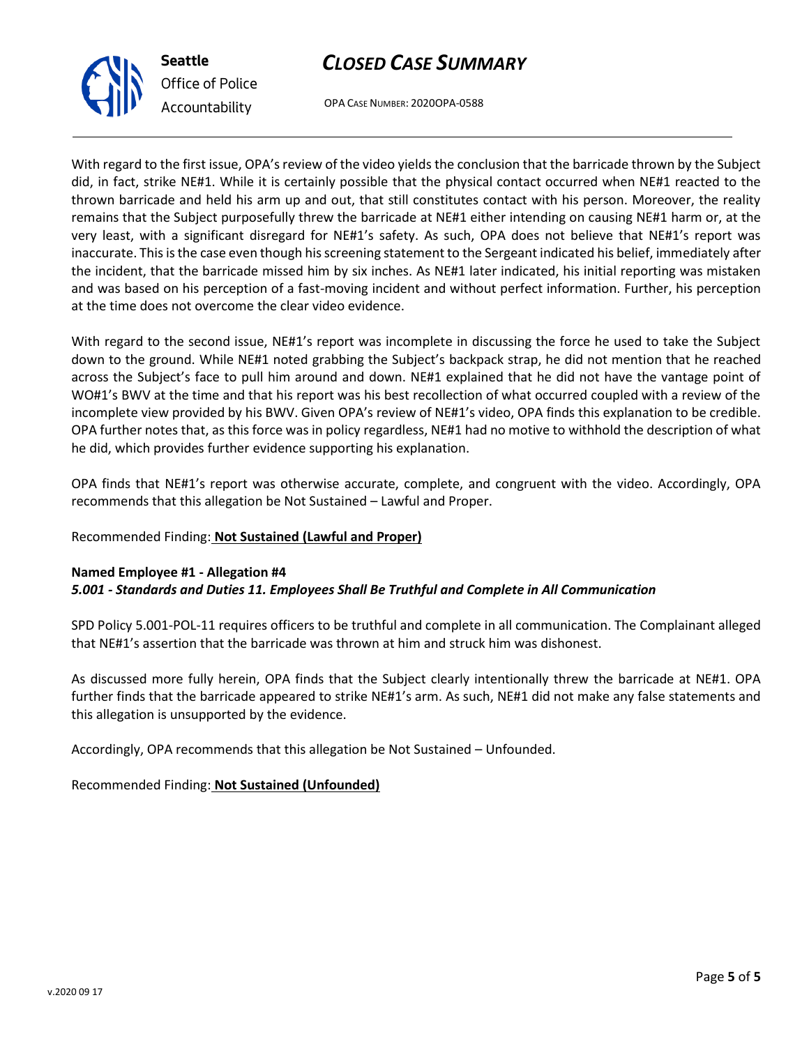With regard to the first issue, OPA's review of the video yields the conclusion that the barricade thrown by the Subject did, in fact, strike NE#1. While it is certainly possible that the physical contact occurred when NE#1 reacted to the thrown barricade and held his arm up and out, that still constitutes contact with his person. Moreover, the reality remains that the Subject purposefully threw the barricade at NE#1 either intending on causing NE#1 harm or, at the very least, with a significant disregard for NE#1's safety. As such, OPA does not believe that NE#1's report was inaccurate. This is the case even though his screening statement to the Sergeant indicated his belief, immediately after the incident, that the barricade missed him by six inches. As NE#1 later indicated, his initial reporting was mistaken and was based on his perception of a fast-moving incident and without perfect information. Further, his perception at the time does not overcome the clear video evidence.

With regard to the second issue, NE#1's report was incomplete in discussing the force he used to take the Subject down to the ground. While NE#1 noted grabbing the Subject's backpack strap, he did not mention that he reached across the Subject's face to pull him around and down. NE#1 explained that he did not have the vantage point of WO#1's BWV at the time and that his report was his best recollection of what occurred coupled with a review of the incomplete view provided by his BWV. Given OPA's review of NE#1's video, OPA finds this explanation to be credible. OPA further notes that, as this force was in policy regardless, NE#1 had no motive to withhold the description of what he did, which provides further evidence supporting his explanation.

OPA finds that NE#1's report was otherwise accurate, complete, and congruent with the video. Accordingly, OPA recommends that this allegation be Not Sustained – Lawful and Proper.

Recommended Finding: **Not Sustained (Lawful and Proper)**

**Named Employee #1 - Allegation #4**
***5.001 - Standards and Duties 11. Employees Shall Be Truthful and Complete in All Communication***

SPD Policy 5.001-POL-11 requires officers to be truthful and complete in all communication. The Complainant alleged that NE#1's assertion that the barricade was thrown at him and struck him was dishonest.

As discussed more fully herein, OPA finds that the Subject clearly intentionally threw the barricade at NE#1. OPA further finds that the barricade appeared to strike NE#1's arm. As such, NE#1 did not make any false statements and this allegation is unsupported by the evidence.

Accordingly, OPA recommends that this allegation be Not Sustained – Unfounded.

Recommended Finding: **Not Sustained (Unfounded)**